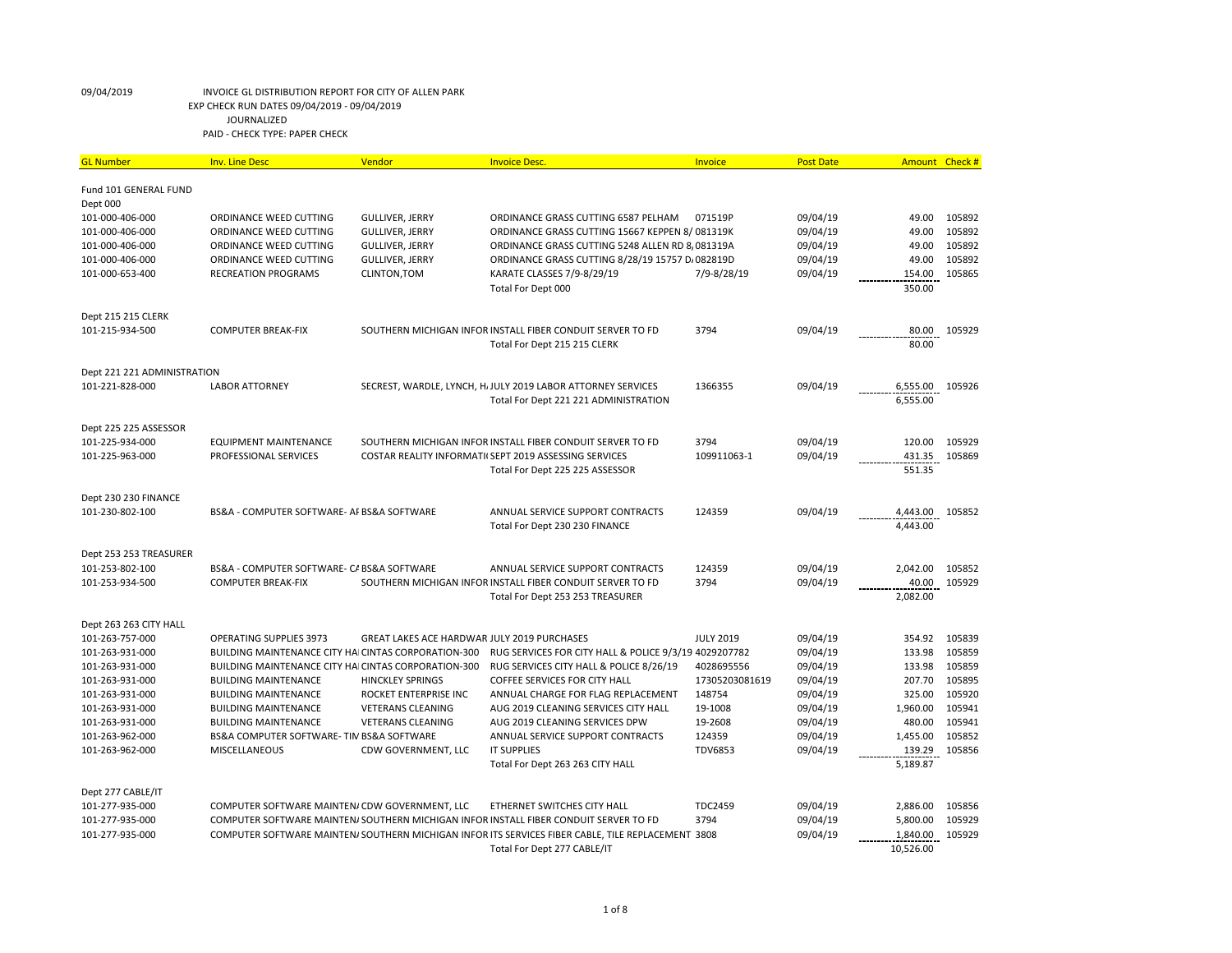09/04/2019 INVOICE GL DISTRIBUTION REPORT FOR CITY OF ALLEN PARK
EXP CHECK RUN DATES 09/04/2019 - 09/04/2019
JOURNALIZED
PAID - CHECK TYPE: PAPER CHECK

| GL Number | Inv. Line Desc | Vendor | Invoice Desc. | Invoice | Post Date | Amount | Check # |
|---|---|---|---|---|---|---|---|
| Fund 101 GENERAL FUND | | | | | | | |
| Dept 000 | | | | | | | |
| 101-000-406-000 | ORDINANCE WEED CUTTING | GULLIVER, JERRY | ORDINANCE GRASS CUTTING 6587 PELHAM | 071519P | 09/04/19 | 49.00 | 105892 |
| 101-000-406-000 | ORDINANCE WEED CUTTING | GULLIVER, JERRY | ORDINANCE GRASS CUTTING 15667 KEPPEN 8/ | 081319K | 09/04/19 | 49.00 | 105892 |
| 101-000-406-000 | ORDINANCE WEED CUTTING | GULLIVER, JERRY | ORDINANCE GRASS CUTTING 5248 ALLEN RD 8, | 081319A | 09/04/19 | 49.00 | 105892 |
| 101-000-406-000 | ORDINANCE WEED CUTTING | GULLIVER, JERRY | ORDINANCE GRASS CUTTING 8/28/19 15757 D, | 082819D | 09/04/19 | 49.00 | 105892 |
| 101-000-653-400 | RECREATION PROGRAMS | CLINTON,TOM | KARATE CLASSES 7/9-8/29/19 | 7/9-8/28/19 | 09/04/19 | 154.00 | 105865 |
| | | | Total For Dept 000 | | | 350.00 | |
| Dept 215 215 CLERK | | | | | | | |
| 101-215-934-500 | COMPUTER BREAK-FIX | SOUTHERN MICHIGAN INFOR | INSTALL FIBER CONDUIT SERVER TO FD | 3794 | 09/04/19 | 80.00 | 105929 |
| | | | Total For Dept 215 215 CLERK | | | 80.00 | |
| Dept 221 221 ADMINISTRATION | | | | | | | |
| 101-221-828-000 | LABOR ATTORNEY | SECREST, WARDLE, LYNCH, H, | JULY 2019 LABOR ATTORNEY SERVICES | 1366355 | 09/04/19 | 6,555.00 | 105926 |
| | | | Total For Dept 221 221 ADMINISTRATION | | | 6,555.00 | |
| Dept 225 225 ASSESSOR | | | | | | | |
| 101-225-934-000 | EQUIPMENT MAINTENANCE | SOUTHERN MICHIGAN INFOR | INSTALL FIBER CONDUIT SERVER TO FD | 3794 | 09/04/19 | 120.00 | 105929 |
| 101-225-963-000 | PROFESSIONAL SERVICES | COSTAR REALITY INFORMATI | SEPT 2019 ASSESSING SERVICES | 109911063-1 | 09/04/19 | 431.35 | 105869 |
| | | | Total For Dept 225 225 ASSESSOR | | | 551.35 | |
| Dept 230 230 FINANCE | | | | | | | |
| 101-230-802-100 | BS&A - COMPUTER SOFTWARE- AF | BS&A SOFTWARE | ANNUAL SERVICE SUPPORT CONTRACTS | 124359 | 09/04/19 | 4,443.00 | 105852 |
| | | | Total For Dept 230 230 FINANCE | | | 4,443.00 | |
| Dept 253 253 TREASURER | | | | | | | |
| 101-253-802-100 | BS&A - COMPUTER SOFTWARE- CA | BS&A SOFTWARE | ANNUAL SERVICE SUPPORT CONTRACTS | 124359 | 09/04/19 | 2,042.00 | 105852 |
| 101-253-934-500 | COMPUTER BREAK-FIX | SOUTHERN MICHIGAN INFOR | INSTALL FIBER CONDUIT SERVER TO FD | 3794 | 09/04/19 | 40.00 | 105929 |
| | | | Total For Dept 253 253 TREASURER | | | 2,082.00 | |
| Dept 263 263 CITY HALL | | | | | | | |
| 101-263-757-000 | OPERATING SUPPLIES 3973 | GREAT LAKES ACE HARDWAR | JULY 2019 PURCHASES | JULY 2019 | 09/04/19 | 354.92 | 105839 |
| 101-263-931-000 | BUILDING MAINTENANCE CITY HA | CINTAS CORPORATION-300 | RUG SERVICES FOR CITY HALL & POLICE 9/3/19 | 4029207782 | 09/04/19 | 133.98 | 105859 |
| 101-263-931-000 | BUILDING MAINTENANCE CITY HA | CINTAS CORPORATION-300 | RUG SERVICES CITY HALL & POLICE 8/26/19 | 4028695556 | 09/04/19 | 133.98 | 105859 |
| 101-263-931-000 | BUILDING MAINTENANCE | HINCKLEY SPRINGS | COFFEE SERVICES FOR CITY HALL | 17305203081619 | 09/04/19 | 207.70 | 105895 |
| 101-263-931-000 | BUILDING MAINTENANCE | ROCKET ENTERPRISE INC | ANNUAL CHARGE FOR FLAG REPLACEMENT | 148754 | 09/04/19 | 325.00 | 105920 |
| 101-263-931-000 | BUILDING MAINTENANCE | VETERANS CLEANING | AUG 2019 CLEANING SERVICES CITY HALL | 19-1008 | 09/04/19 | 1,960.00 | 105941 |
| 101-263-931-000 | BUILDING MAINTENANCE | VETERANS CLEANING | AUG 2019 CLEANING SERVICES DPW | 19-2608 | 09/04/19 | 480.00 | 105941 |
| 101-263-962-000 | BS&A COMPUTER SOFTWARE- TIM | BS&A SOFTWARE | ANNUAL SERVICE SUPPORT CONTRACTS | 124359 | 09/04/19 | 1,455.00 | 105852 |
| 101-263-962-000 | MISCELLANEOUS | CDW GOVERNMENT, LLC | IT SUPPLIES | TDV6853 | 09/04/19 | 139.29 | 105856 |
| | | | Total For Dept 263 263 CITY HALL | | | 5,189.87 | |
| Dept 277 CABLE/IT | | | | | | | |
| 101-277-935-000 | COMPUTER SOFTWARE MAINTEN/ | CDW GOVERNMENT, LLC | ETHERNET SWITCHES CITY HALL | TDC2459 | 09/04/19 | 2,886.00 | 105856 |
| 101-277-935-000 | COMPUTER SOFTWARE MAINTEN/ | SOUTHERN MICHIGAN INFOR | INSTALL FIBER CONDUIT SERVER TO FD | 3794 | 09/04/19 | 5,800.00 | 105929 |
| 101-277-935-000 | COMPUTER SOFTWARE MAINTEN/ | SOUTHERN MICHIGAN INFOR | ITS SERVICES FIBER CABLE, TILE REPLACEMENT | 3808 | 09/04/19 | 1,840.00 | 105929 |
| | | | Total For Dept 277 CABLE/IT | | | 10,526.00 | |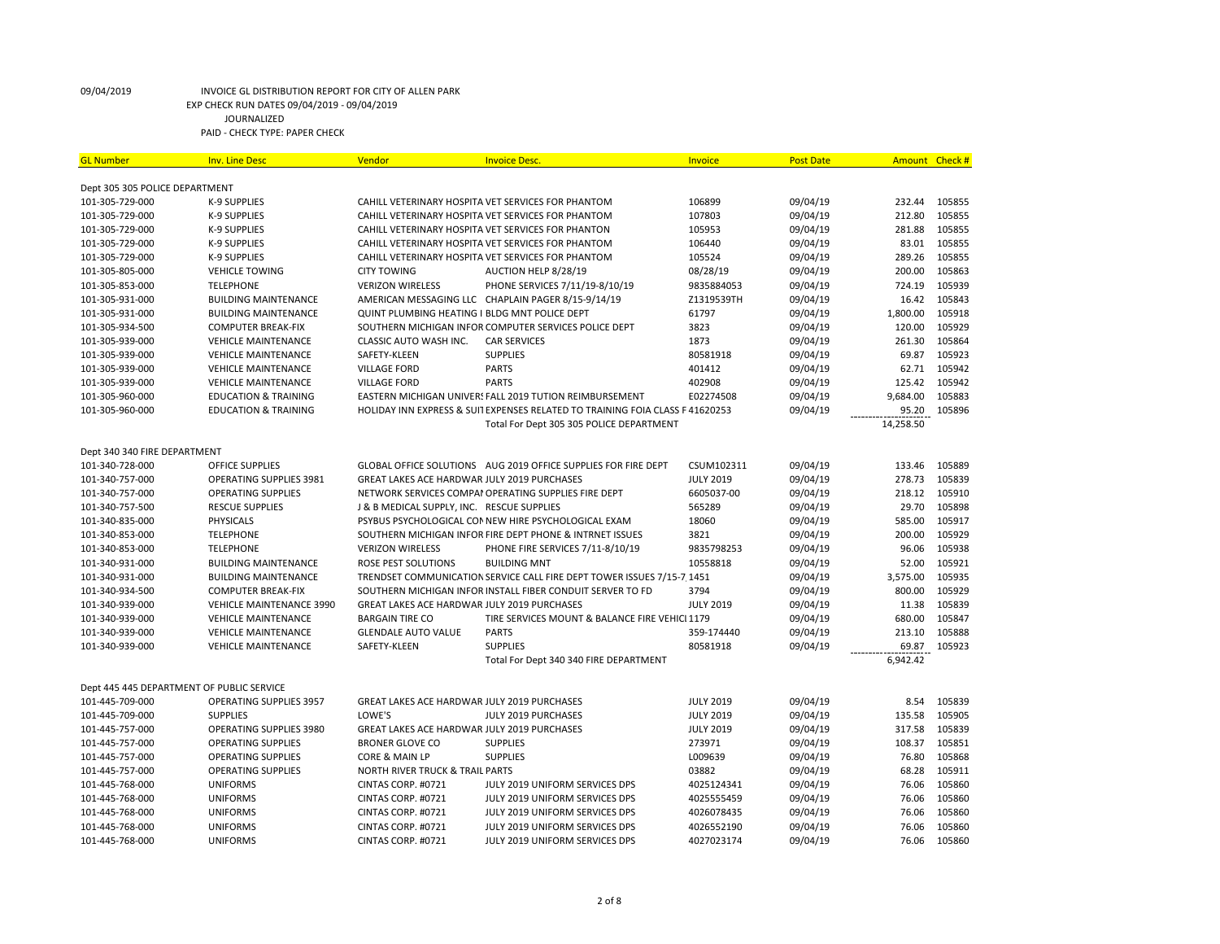09/04/2019 INVOICE GL DISTRIBUTION REPORT FOR CITY OF ALLEN PARK
EXP CHECK RUN DATES 09/04/2019 - 09/04/2019
JOURNALIZED
PAID - CHECK TYPE: PAPER CHECK

| GL Number | Inv. Line Desc | Vendor | Invoice Desc. | Invoice | Post Date | Amount | Check # |
|---|---|---|---|---|---|---|---|
| Dept 305 305 POLICE DEPARTMENT | | | | | | | |
| 101-305-729-000 | K-9 SUPPLIES | CAHILL VETERINARY HOSPITA | VET SERVICES FOR PHANTOM | 106899 | 09/04/19 | 232.44 | 105855 |
| 101-305-729-000 | K-9 SUPPLIES | CAHILL VETERINARY HOSPITA | VET SERVICES FOR PHANTOM | 107803 | 09/04/19 | 212.80 | 105855 |
| 101-305-729-000 | K-9 SUPPLIES | CAHILL VETERINARY HOSPITA | VET SERVICES FOR PHANTON | 105953 | 09/04/19 | 281.88 | 105855 |
| 101-305-729-000 | K-9 SUPPLIES | CAHILL VETERINARY HOSPITA | VET SERVICES FOR PHANTOM | 106440 | 09/04/19 | 83.01 | 105855 |
| 101-305-729-000 | K-9 SUPPLIES | CAHILL VETERINARY HOSPITA | VET SERVICES FOR PHANTOM | 105524 | 09/04/19 | 289.26 | 105855 |
| 101-305-805-000 | VEHICLE TOWING | CITY TOWING | AUCTION HELP 8/28/19 | 08/28/19 | 09/04/19 | 200.00 | 105863 |
| 101-305-853-000 | TELEPHONE | VERIZON WIRELESS | PHONE SERVICES 7/11/19-8/10/19 | 9835884053 | 09/04/19 | 724.19 | 105939 |
| 101-305-931-000 | BUILDING MAINTENANCE | AMERICAN MESSAGING LLC | CHAPLAIN PAGER 8/15-9/14/19 | Z1319539TH | 09/04/19 | 16.42 | 105843 |
| 101-305-931-000 | BUILDING MAINTENANCE | QUINT PLUMBING HEATING I | BLDG MNT POLICE DEPT | 61797 | 09/04/19 | 1,800.00 | 105918 |
| 101-305-934-500 | COMPUTER BREAK-FIX | SOUTHERN MICHIGAN INFOR | COMPUTER SERVICES POLICE DEPT | 3823 | 09/04/19 | 120.00 | 105929 |
| 101-305-939-000 | VEHICLE MAINTENANCE | CLASSIC AUTO WASH INC. | CAR SERVICES | 1873 | 09/04/19 | 261.30 | 105864 |
| 101-305-939-000 | VEHICLE MAINTENANCE | SAFETY-KLEEN | SUPPLIES | 80581918 | 09/04/19 | 69.87 | 105923 |
| 101-305-939-000 | VEHICLE MAINTENANCE | VILLAGE FORD | PARTS | 401412 | 09/04/19 | 62.71 | 105942 |
| 101-305-939-000 | VEHICLE MAINTENANCE | VILLAGE FORD | PARTS | 402908 | 09/04/19 | 125.42 | 105942 |
| 101-305-960-000 | EDUCATION & TRAINING | EASTERN MICHIGAN UNIVERS | FALL 2019 TUTION REIMBURSEMENT | E02274508 | 09/04/19 | 9,684.00 | 105883 |
| 101-305-960-000 | EDUCATION & TRAINING | HOLIDAY INN EXPRESS & SUIT | EXPENSES RELATED TO TRAINING FOIA CLASS F | 41620253 | 09/04/19 | 95.20 | 105896 |
| | | | Total For Dept 305 305 POLICE DEPARTMENT | | | 14,258.50 | |
| Dept 340 340 FIRE DEPARTMENT | | | | | | | |
| 101-340-728-000 | OFFICE SUPPLIES | GLOBAL OFFICE SOLUTIONS | AUG 2019 OFFICE SUPPLIES FOR FIRE DEPT | CSUM102311 | 09/04/19 | 133.46 | 105889 |
| 101-340-757-000 | OPERATING SUPPLIES 3981 | GREAT LAKES ACE HARDWAR | JULY 2019 PURCHASES | JULY 2019 | 09/04/19 | 278.73 | 105839 |
| 101-340-757-000 | OPERATING SUPPLIES | NETWORK SERVICES COMPAI | OPERATING SUPPLIES FIRE DEPT | 6605037-00 | 09/04/19 | 218.12 | 105910 |
| 101-340-757-500 | RESCUE SUPPLIES | J & B MEDICAL SUPPLY, INC. | RESCUE SUPPLIES | 565289 | 09/04/19 | 29.70 | 105898 |
| 101-340-835-000 | PHYSICALS | PSYBUS PSYCHOLOGICAL CON | NEW HIRE PSYCHOLOGICAL EXAM | 18060 | 09/04/19 | 585.00 | 105917 |
| 101-340-853-000 | TELEPHONE | SOUTHERN MICHIGAN INFOR | FIRE DEPT PHONE & INTRNET ISSUES | 3821 | 09/04/19 | 200.00 | 105929 |
| 101-340-853-000 | TELEPHONE | VERIZON WIRELESS | PHONE FIRE SERVICES 7/11-8/10/19 | 9835798253 | 09/04/19 | 96.06 | 105938 |
| 101-340-931-000 | BUILDING MAINTENANCE | ROSE PEST SOLUTIONS | BUILDING MNT | 10558818 | 09/04/19 | 52.00 | 105921 |
| 101-340-931-000 | BUILDING MAINTENANCE | TRENDSET COMMUNICATION | SERVICE CALL FIRE DEPT TOWER ISSUES 7/15-7 | 1451 | 09/04/19 | 3,575.00 | 105935 |
| 101-340-934-500 | COMPUTER BREAK-FIX | SOUTHERN MICHIGAN INFOR | INSTALL FIBER CONDUIT SERVER TO FD | 3794 | 09/04/19 | 800.00 | 105929 |
| 101-340-939-000 | VEHICLE MAINTENANCE 3990 | GREAT LAKES ACE HARDWAR | JULY 2019 PURCHASES | JULY 2019 | 09/04/19 | 11.38 | 105839 |
| 101-340-939-000 | VEHICLE MAINTENANCE | BARGAIN TIRE CO | TIRE SERVICES MOUNT & BALANCE FIRE VEHICI | 1179 | 09/04/19 | 680.00 | 105847 |
| 101-340-939-000 | VEHICLE MAINTENANCE | GLENDALE AUTO VALUE | PARTS | 359-174440 | 09/04/19 | 213.10 | 105888 |
| 101-340-939-000 | VEHICLE MAINTENANCE | SAFETY-KLEEN | SUPPLIES | 80581918 | 09/04/19 | 69.87 | 105923 |
| | | | Total For Dept 340 340 FIRE DEPARTMENT | | | 6,942.42 | |
| Dept 445 445 DEPARTMENT OF PUBLIC SERVICE | | | | | | | |
| 101-445-709-000 | OPERATING SUPPLIES 3957 | GREAT LAKES ACE HARDWAR | JULY 2019 PURCHASES | JULY 2019 | 09/04/19 | 8.54 | 105839 |
| 101-445-709-000 | SUPPLIES | LOWE'S | JULY 2019 PURCHASES | JULY 2019 | 09/04/19 | 135.58 | 105905 |
| 101-445-757-000 | OPERATING SUPPLIES 3980 | GREAT LAKES ACE HARDWAR | JULY 2019 PURCHASES | JULY 2019 | 09/04/19 | 317.58 | 105839 |
| 101-445-757-000 | OPERATING SUPPLIES | BRONER GLOVE CO | SUPPLIES | 273971 | 09/04/19 | 108.37 | 105851 |
| 101-445-757-000 | OPERATING SUPPLIES | CORE & MAIN LP | SUPPLIES | L009639 | 09/04/19 | 76.80 | 105868 |
| 101-445-757-000 | OPERATING SUPPLIES | NORTH RIVER TRUCK & TRAIL | PARTS | 03882 | 09/04/19 | 68.28 | 105911 |
| 101-445-768-000 | UNIFORMS | CINTAS CORP. #0721 | JULY 2019 UNIFORM SERVICES DPS | 4025124341 | 09/04/19 | 76.06 | 105860 |
| 101-445-768-000 | UNIFORMS | CINTAS CORP. #0721 | JULY 2019 UNIFORM SERVICES DPS | 4025555459 | 09/04/19 | 76.06 | 105860 |
| 101-445-768-000 | UNIFORMS | CINTAS CORP. #0721 | JULY 2019 UNIFORM SERVICES DPS | 4026078435 | 09/04/19 | 76.06 | 105860 |
| 101-445-768-000 | UNIFORMS | CINTAS CORP. #0721 | JULY 2019 UNIFORM SERVICES DPS | 4026552190 | 09/04/19 | 76.06 | 105860 |
| 101-445-768-000 | UNIFORMS | CINTAS CORP. #0721 | JULY 2019 UNIFORM SERVICES DPS | 4027023174 | 09/04/19 | 76.06 | 105860 |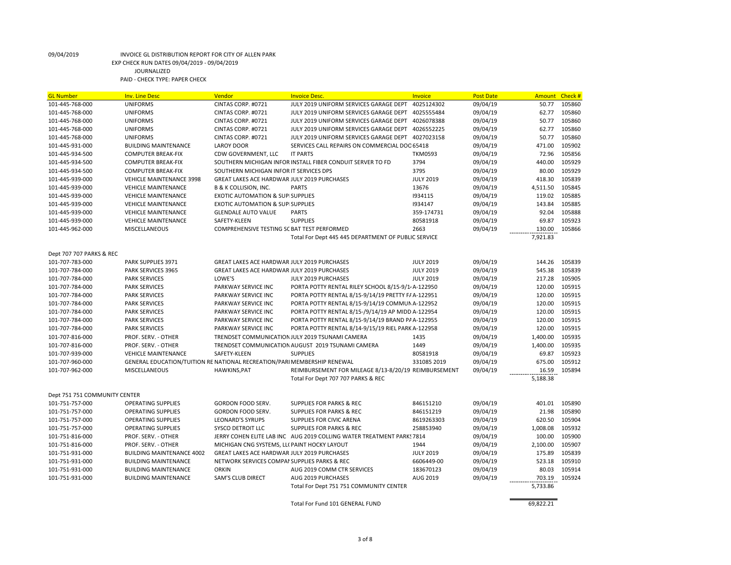09/04/2019 INVOICE GL DISTRIBUTION REPORT FOR CITY OF ALLEN PARK
EXP CHECK RUN DATES 09/04/2019 - 09/04/2019
JOURNALIZED
PAID - CHECK TYPE: PAPER CHECK

| GL Number | Inv. Line Desc | Vendor | Invoice Desc. | Invoice | Post Date | Amount | Check # |
|---|---|---|---|---|---|---|---|
| 101-445-768-000 | UNIFORMS | CINTAS CORP. #0721 | JULY 2019 UNIFORM SERVICES GARAGE DEPT | 4025124302 | 09/04/19 | 50.77 | 105860 |
| 101-445-768-000 | UNIFORMS | CINTAS CORP. #0721 | JULY 2019 UNIFORM SERVICES GARAGE DEPT | 4025555484 | 09/04/19 | 62.77 | 105860 |
| 101-445-768-000 | UNIFORMS | CINTAS CORP. #0721 | JULY 2019 UNIFORM SERVICES GARAGE DEPT | 4026078388 | 09/04/19 | 50.77 | 105860 |
| 101-445-768-000 | UNIFORMS | CINTAS CORP. #0721 | JULY 2019 UNIFORM SERVICES GARAGE DEPT | 4026552225 | 09/04/19 | 62.77 | 105860 |
| 101-445-768-000 | UNIFORMS | CINTAS CORP. #0721 | JULY 2019 UNIFORM SERVICES GARAGE DEPT | 4027023158 | 09/04/19 | 50.77 | 105860 |
| 101-445-931-000 | BUILDING MAINTENANCE | LAROY DOOR | SERVICES CALL REPAIRS ON COMMERCIAL DOO | 65418 | 09/04/19 | 471.00 | 105902 |
| 101-445-934-500 | COMPUTER BREAK-FIX | CDW GOVERNMENT, LLC | IT PARTS | TKM0593 | 09/04/19 | 72.96 | 105856 |
| 101-445-934-500 | COMPUTER BREAK-FIX | SOUTHERN MICHIGAN INFOR | INSTALL FIBER CONDUIT SERVER TO FD | 3794 | 09/04/19 | 440.00 | 105929 |
| 101-445-934-500 | COMPUTER BREAK-FIX | SOUTHERN MICHIGAN INFOR | IT SERVICES DPS | 3795 | 09/04/19 | 80.00 | 105929 |
| 101-445-939-000 | VEHICLE MAINTENANCE 3998 | GREAT LAKES ACE HARDWAR | JULY 2019 PURCHASES | JULY 2019 | 09/04/19 | 418.30 | 105839 |
| 101-445-939-000 | VEHICLE MAINTENANCE | B & K COLLISION, INC. | PARTS | 13676 | 09/04/19 | 4,511.50 | 105845 |
| 101-445-939-000 | VEHICLE MAINTENANCE | EXOTIC AUTOMATION & SUP | SUPPLIES | I934115 | 09/04/19 | 119.02 | 105885 |
| 101-445-939-000 | VEHICLE MAINTENANCE | EXOTIC AUTOMATION & SUP | SUPPLIES | I934147 | 09/04/19 | 143.84 | 105885 |
| 101-445-939-000 | VEHICLE MAINTENANCE | GLENDALE AUTO VALUE | PARTS | 359-174731 | 09/04/19 | 92.04 | 105888 |
| 101-445-939-000 | VEHICLE MAINTENANCE | SAFETY-KLEEN | SUPPLIES | 80581918 | 09/04/19 | 69.87 | 105923 |
| 101-445-962-000 | MISCELLANEOUS | COMPREHENSIVE TESTING SC | BAT TEST PERFORMED | 2663 | 09/04/19 | 130.00 | 105866 |
| | | | Total For Dept 445 445 DEPARTMENT OF PUBLIC SERVICE | | | 7,921.83 | |
| Dept 707 707 PARKS & REC | | | | | | | |
| 101-707-783-000 | PARK SUPPLIES 3971 | GREAT LAKES ACE HARDWAR | JULY 2019 PURCHASES | JULY 2019 | 09/04/19 | 144.26 | 105839 |
| 101-707-784-000 | PARK SERVICES 3965 | GREAT LAKES ACE HARDWAR | JULY 2019 PURCHASES | JULY 2019 | 09/04/19 | 545.38 | 105839 |
| 101-707-784-000 | PARK SERVICES | LOWE'S | JULY 2019 PURCHASES | JULY 2019 | 09/04/19 | 217.28 | 105905 |
| 101-707-784-000 | PARK SERVICES | PARKWAY SERVICE INC | PORTA POTTY RENTAL RILEY SCHOOL 8/15-9/1 | A-122950 | 09/04/19 | 120.00 | 105915 |
| 101-707-784-000 | PARK SERVICES | PARKWAY SERVICE INC | PORTA POTTY RENTAL 8/15-9/14/19 PRETTY FA | A-122951 | 09/04/19 | 120.00 | 105915 |
| 101-707-784-000 | PARK SERVICES | PARKWAY SERVICE INC | PORTA POTTY RENTAL 8/15-9/14/19 COMMUN | A-122952 | 09/04/19 | 120.00 | 105915 |
| 101-707-784-000 | PARK SERVICES | PARKWAY SERVICE INC | PORTA POTTY RENTAL 8/15-/9/14/19 AP MIDD | A-122954 | 09/04/19 | 120.00 | 105915 |
| 101-707-784-000 | PARK SERVICES | PARKWAY SERVICE INC | PORTA POTTY RENTAL 8/15-9/14/19 BRAND PA | A-122955 | 09/04/19 | 120.00 | 105915 |
| 101-707-784-000 | PARK SERVICES | PARKWAY SERVICE INC | PORTA POTTY RENTAL 8/14-9/15/19 RIEL PARK | A-122958 | 09/04/19 | 120.00 | 105915 |
| 101-707-816-000 | PROF. SERV. - OTHER | TRENDSET COMMUNICATION | JULY 2019 TSUNAMI CAMERA | 1435 | 09/04/19 | 1,400.00 | 105935 |
| 101-707-816-000 | PROF. SERV. - OTHER | TRENDSET COMMUNICATION | AUGUST 2019 TSUNAMI CAMERA | 1449 | 09/04/19 | 1,400.00 | 105935 |
| 101-707-939-000 | VEHICLE MAINTENANCE | SAFETY-KLEEN | SUPPLIES | 80581918 | 09/04/19 | 69.87 | 105923 |
| 101-707-960-000 | GENERAL EDUCATION/TUITION RE | NATIONAL RECREATION/PARI | MEMBERSHIP RENEWAL | 331085 2019 | 09/04/19 | 675.00 | 105912 |
| 101-707-962-000 | MISCELLANEOUS | HAWKINS,PAT | REIMBURSEMENT FOR MILEAGE 8/13-8/20/19 | REIMBURSEMENT | 09/04/19 | 16.59 | 105894 |
| | | | Total For Dept 707 707 PARKS & REC | | | 5,188.38 | |
| Dept 751 751 COMMUNITY CENTER | | | | | | | |
| 101-751-757-000 | OPERATING SUPPLIES | GORDON FOOD SERV. | SUPPLIES FOR PARKS & REC | 846151210 | 09/04/19 | 401.01 | 105890 |
| 101-751-757-000 | OPERATING SUPPLIES | GORDON FOOD SERV. | SUPPLIES FOR PARKS & REC | 846151219 | 09/04/19 | 21.98 | 105890 |
| 101-751-757-000 | OPERATING SUPPLIES | LEONARD'S SYRUPS | SUPPLIES FOR CIVIC ARENA | 8619263303 | 09/04/19 | 620.50 | 105904 |
| 101-751-757-000 | OPERATING SUPPLIES | SYSCO DETROIT LLC | SUPPLIES FOR PARKS & REC | 258853940 | 09/04/19 | 1,008.08 | 105932 |
| 101-751-816-000 | PROF. SERV. - OTHER | JERRY COHEN ELITE LAB INC | AUG 2019 COLLING WATER TREATMENT PARKS | 7814 | 09/04/19 | 100.00 | 105900 |
| 101-751-816-000 | PROF. SERV. - OTHER | MICHIGAN CNG SYSTEMS, LLC | PAINT HOCKY LAYOUT | 1944 | 09/04/19 | 2,100.00 | 105907 |
| 101-751-931-000 | BUILDING MAINTENANCE 4002 | GREAT LAKES ACE HARDWAR | JULY 2019 PURCHASES | JULY 2019 | 09/04/19 | 175.89 | 105839 |
| 101-751-931-000 | BUILDING MAINTENANCE | NETWORK SERVICES COMPAN | SUPPLIES PARKS & REC | 6606449-00 | 09/04/19 | 523.18 | 105910 |
| 101-751-931-000 | BUILDING MAINTENANCE | ORKIN | AUG 2019 COMM CTR SERVICES | 183670123 | 09/04/19 | 80.03 | 105914 |
| 101-751-931-000 | BUILDING MAINTENANCE | SAM'S CLUB DIRECT | AUG 2019 PURCHASES | AUG 2019 | 09/04/19 | 703.19 | 105924 |
| | | | Total For Dept 751 751 COMMUNITY CENTER | | | 5,733.86 | |
| | | | Total For Fund 101 GENERAL FUND | | | 69,822.21 | |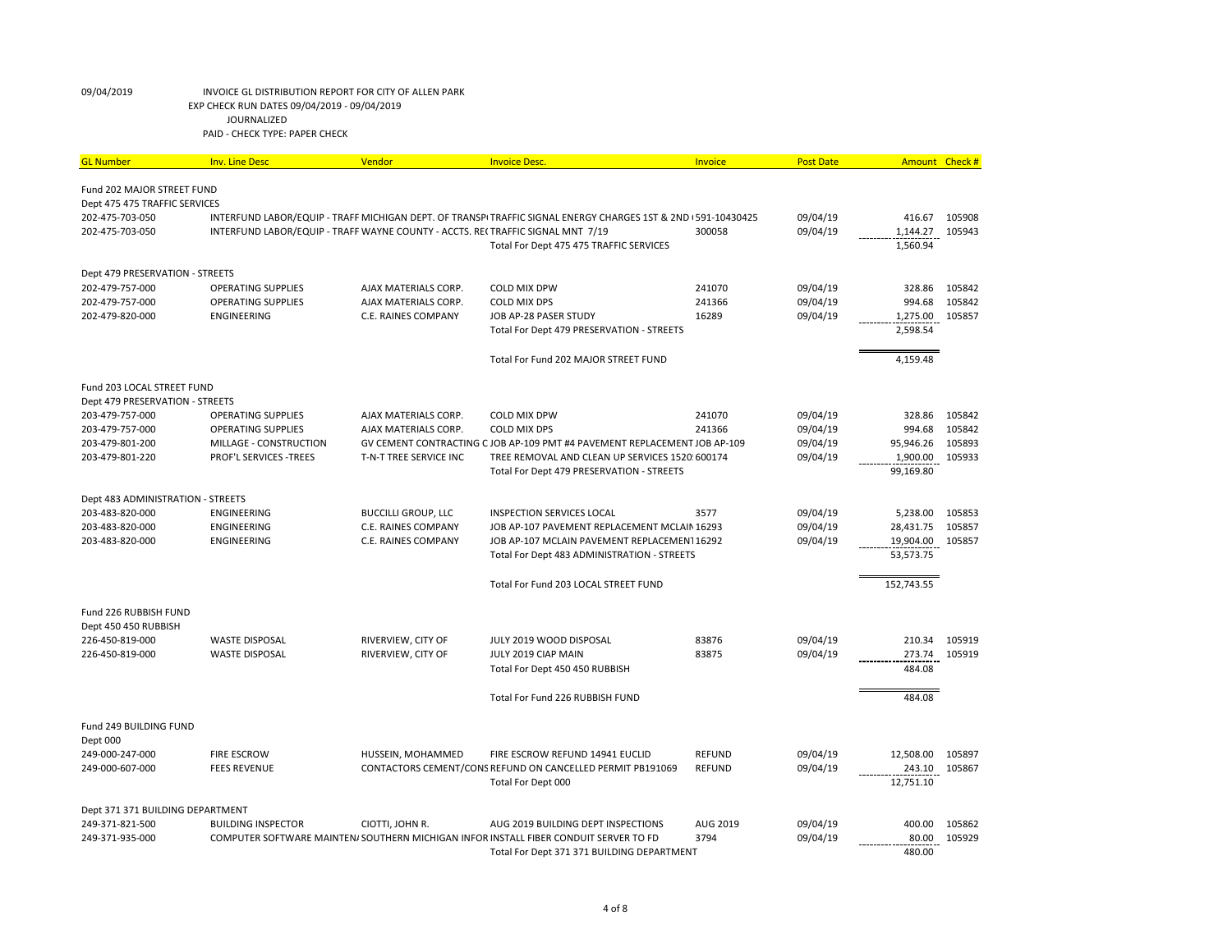09/04/2019 INVOICE GL DISTRIBUTION REPORT FOR CITY OF ALLEN PARK
EXP CHECK RUN DATES 09/04/2019 - 09/04/2019
JOURNALIZED
PAID - CHECK TYPE: PAPER CHECK

| GL Number | Inv. Line Desc | Vendor | Invoice Desc. | Invoice | Post Date | Amount | Check # |
|---|---|---|---|---|---|---|---|
| Fund 202 MAJOR STREET FUND | | | | | | | |
| Dept 475 475 TRAFFIC SERVICES | | | | | | | |
| 202-475-703-050 | INTERFUND LABOR/EQUIP - TRAFF | MICHIGAN DEPT. OF TRANSP | TRAFFIC SIGNAL ENERGY CHARGES 1ST & 2ND ( | 591-10430425 | 09/04/19 | 416.67 | 105908 |
| 202-475-703-050 | INTERFUND LABOR/EQUIP - TRAFF | WAYNE COUNTY - ACCTS. RE( | TRAFFIC SIGNAL MNT 7/19 | 300058 | 09/04/19 | 1,144.27 | 105943 |
| | | | Total For Dept 475 475 TRAFFIC SERVICES | | | 1,560.94 | |
| Dept 479 PRESERVATION - STREETS | | | | | | | |
| 202-479-757-000 | OPERATING SUPPLIES | AJAX MATERIALS CORP. | COLD MIX DPW | 241070 | 09/04/19 | 328.86 | 105842 |
| 202-479-757-000 | OPERATING SUPPLIES | AJAX MATERIALS CORP. | COLD MIX DPS | 241366 | 09/04/19 | 994.68 | 105842 |
| 202-479-820-000 | ENGINEERING | C.E. RAINES COMPANY | JOB AP-28 PASER STUDY | 16289 | 09/04/19 | 1,275.00 | 105857 |
| | | | Total For Dept 479 PRESERVATION - STREETS | | | 2,598.54 | |
| | | | Total For Fund 202 MAJOR STREET FUND | | | 4,159.48 | |
| Fund 203 LOCAL STREET FUND | | | | | | | |
| Dept 479 PRESERVATION - STREETS | | | | | | | |
| 203-479-757-000 | OPERATING SUPPLIES | AJAX MATERIALS CORP. | COLD MIX DPW | 241070 | 09/04/19 | 328.86 | 105842 |
| 203-479-757-000 | OPERATING SUPPLIES | AJAX MATERIALS CORP. | COLD MIX DPS | 241366 | 09/04/19 | 994.68 | 105842 |
| 203-479-801-200 | MILLAGE - CONSTRUCTION | GV CEMENT CONTRACTING C | JOB AP-109 PMT #4 PAVEMENT REPLACEMENT | JOB AP-109 | 09/04/19 | 95,946.26 | 105893 |
| 203-479-801-220 | PROF'L SERVICES -TREES | T-N-T TREE SERVICE INC | TREE REMOVAL AND CLEAN UP SERVICES 1520 | 600174 | 09/04/19 | 1,900.00 | 105933 |
| | | | Total For Dept 479 PRESERVATION - STREETS | | | 99,169.80 | |
| Dept 483 ADMINISTRATION - STREETS | | | | | | | |
| 203-483-820-000 | ENGINEERING | BUCCILLI GROUP, LLC | INSPECTION SERVICES LOCAL | 3577 | 09/04/19 | 5,238.00 | 105853 |
| 203-483-820-000 | ENGINEERING | C.E. RAINES COMPANY | JOB AP-107 PAVEMENT REPLACEMENT MCLAIN | 16293 | 09/04/19 | 28,431.75 | 105857 |
| 203-483-820-000 | ENGINEERING | C.E. RAINES COMPANY | JOB AP-107 MCLAIN PAVEMENT REPLACEMENT | 16292 | 09/04/19 | 19,904.00 | 105857 |
| | | | Total For Dept 483 ADMINISTRATION - STREETS | | | 53,573.75 | |
| | | | Total For Fund 203 LOCAL STREET FUND | | | 152,743.55 | |
| Fund 226 RUBBISH FUND | | | | | | | |
| Dept 450 450 RUBBISH | | | | | | | |
| 226-450-819-000 | WASTE DISPOSAL | RIVERVIEW, CITY OF | JULY 2019 WOOD DISPOSAL | 83876 | 09/04/19 | 210.34 | 105919 |
| 226-450-819-000 | WASTE DISPOSAL | RIVERVIEW, CITY OF | JULY 2019 CIAP MAIN | 83875 | 09/04/19 | 273.74 | 105919 |
| | | | Total For Dept 450 450 RUBBISH | | | 484.08 | |
| | | | Total For Fund 226 RUBBISH FUND | | | 484.08 | |
| Fund 249 BUILDING FUND | | | | | | | |
| Dept 000 | | | | | | | |
| 249-000-247-000 | FIRE ESCROW | HUSSEIN, MOHAMMED | FIRE ESCROW REFUND 14941 EUCLID | REFUND | 09/04/19 | 12,508.00 | 105897 |
| 249-000-607-000 | FEES REVENUE | CONTACTORS CEMENT/CONS | REFUND ON CANCELLED PERMIT PB191069 | REFUND | 09/04/19 | 243.10 | 105867 |
| | | | Total For Dept 000 | | | 12,751.10 | |
| Dept 371 371 BUILDING DEPARTMENT | | | | | | | |
| 249-371-821-500 | BUILDING INSPECTOR | CIOTTI, JOHN R. | AUG 2019 BUILDING DEPT INSPECTIONS | AUG 2019 | 09/04/19 | 400.00 | 105862 |
| 249-371-935-000 | COMPUTER SOFTWARE MAINTEN/ | SOUTHERN MICHIGAN INFOR | INSTALL FIBER CONDUIT SERVER TO FD | 3794 | 09/04/19 | 80.00 | 105929 |
| | | | Total For Dept 371 371 BUILDING DEPARTMENT | | | 480.00 | |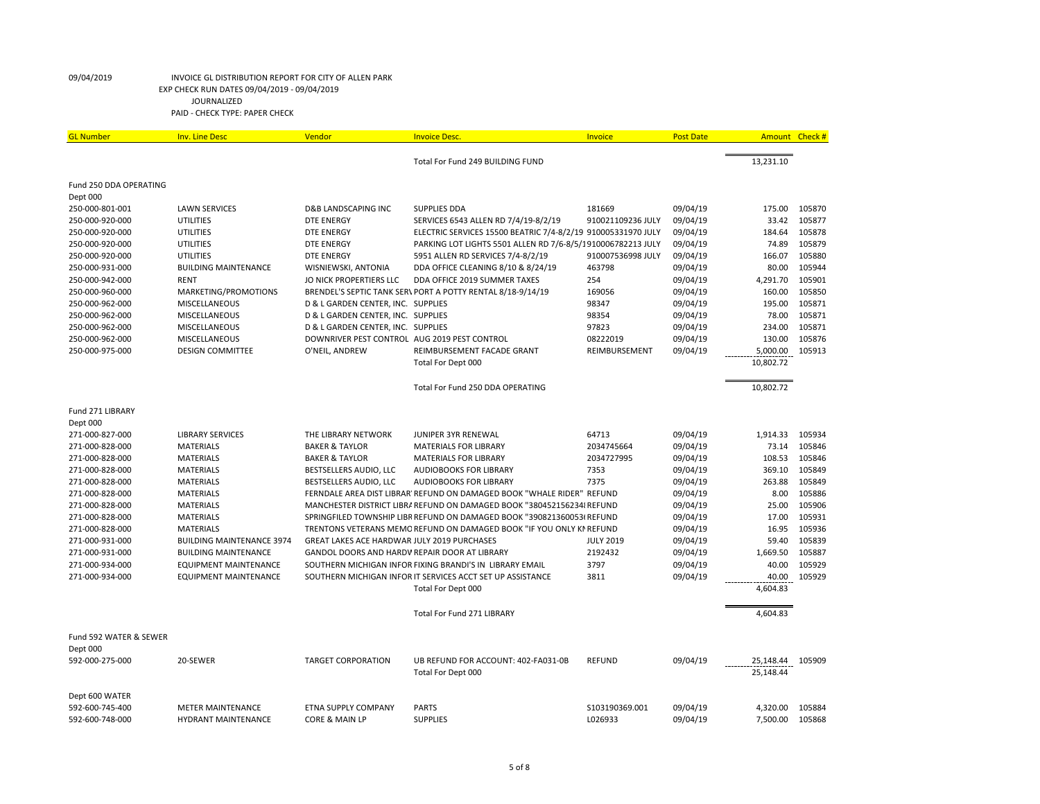09/04/2019 INVOICE GL DISTRIBUTION REPORT FOR CITY OF ALLEN PARK
EXP CHECK RUN DATES 09/04/2019 - 09/04/2019
JOURNALIZED
PAID - CHECK TYPE: PAPER CHECK

| GL Number | Inv. Line Desc | Vendor | Invoice Desc. | Invoice | Post Date | Amount | Check # |
|---|---|---|---|---|---|---|---|
| | | | Total For Fund 249 BUILDING FUND | | | 13,231.10 | |
| Fund 250 DDA OPERATING | | | | | | | |
| Dept 000 | | | | | | | |
| 250-000-801-001 | LAWN SERVICES | D&B LANDSCAPING INC | SUPPLIES DDA | 181669 | 09/04/19 | 175.00 | 105870 |
| 250-000-920-000 | UTILITIES | DTE ENERGY | SERVICES 6543 ALLEN RD 7/4/19-8/2/19 | 910021109236 JULY | 09/04/19 | 33.42 | 105877 |
| 250-000-920-000 | UTILITIES | DTE ENERGY | ELECTRIC SERVICES 15500 BEATRIC 7/4-8/2/19 | 910005331970 JULY | 09/04/19 | 184.64 | 105878 |
| 250-000-920-000 | UTILITIES | DTE ENERGY | PARKING LOT LIGHTS 5501 ALLEN RD 7/6-8/5/19 | 910006782213 JULY | 09/04/19 | 74.89 | 105879 |
| 250-000-920-000 | UTILITIES | DTE ENERGY | 5951 ALLEN RD SERVICES 7/4-8/2/19 | 910007536998 JULY | 09/04/19 | 166.07 | 105880 |
| 250-000-931-000 | BUILDING MAINTENANCE | WISNIEWSKI, ANTONIA | DDA OFFICE CLEANING 8/10 & 8/24/19 | 463798 | 09/04/19 | 80.00 | 105944 |
| 250-000-942-000 | RENT | JO NICK PROPERTIERS LLC | DDA OFFICE 2019 SUMMER TAXES | 254 | 09/04/19 | 4,291.70 | 105901 |
| 250-000-960-000 | MARKETING/PROMOTIONS | BRENDEL'S SEPTIC TANK SERV | PORT A POTTY RENTAL 8/18-9/14/19 | 169056 | 09/04/19 | 160.00 | 105850 |
| 250-000-962-000 | MISCELLANEOUS | D & L GARDEN CENTER, INC. | SUPPLIES | 98347 | 09/04/19 | 195.00 | 105871 |
| 250-000-962-000 | MISCELLANEOUS | D & L GARDEN CENTER, INC. | SUPPLIES | 98354 | 09/04/19 | 78.00 | 105871 |
| 250-000-962-000 | MISCELLANEOUS | D & L GARDEN CENTER, INC. | SUPPLIES | 97823 | 09/04/19 | 234.00 | 105871 |
| 250-000-962-000 | MISCELLANEOUS | DOWNRIVER PEST CONTROL | AUG 2019 PEST CONTROL | 08222019 | 09/04/19 | 130.00 | 105876 |
| 250-000-975-000 | DESIGN COMMITTEE | O'NEIL, ANDREW | REIMBURSEMENT FACADE GRANT | REIMBURSEMENT | 09/04/19 | 5,000.00 | 105913 |
| | | | Total For Dept 000 | | | 10,802.72 | |
| | | | Total For Fund 250 DDA OPERATING | | | 10,802.72 | |
| Fund 271 LIBRARY | | | | | | | |
| Dept 000 | | | | | | | |
| 271-000-827-000 | LIBRARY SERVICES | THE LIBRARY NETWORK | JUNIPER 3YR RENEWAL | 64713 | 09/04/19 | 1,914.33 | 105934 |
| 271-000-828-000 | MATERIALS | BAKER & TAYLOR | MATERIALS FOR LIBRARY | 2034745664 | 09/04/19 | 73.14 | 105846 |
| 271-000-828-000 | MATERIALS | BAKER & TAYLOR | MATERIALS FOR LIBRARY | 2034727995 | 09/04/19 | 108.53 | 105846 |
| 271-000-828-000 | MATERIALS | BESTSELLERS AUDIO, LLC | AUDIOBOOKS FOR LIBRARY | 7353 | 09/04/19 | 369.10 | 105849 |
| 271-000-828-000 | MATERIALS | BESTSELLERS AUDIO, LLC | AUDIOBOOKS FOR LIBRARY | 7375 | 09/04/19 | 263.88 | 105849 |
| 271-000-828-000 | MATERIALS | FERNDALE AREA DIST LIBRAR | REFUND ON DAMAGED BOOK "WHALE RIDER" | REFUND | 09/04/19 | 8.00 | 105886 |
| 271-000-828-000 | MATERIALS | MANCHESTER DISTRICT LIBRA | REFUND ON DAMAGED BOOK "38045215623​4 | REFUND | 09/04/19 | 25.00 | 105906 |
| 271-000-828-000 | MATERIALS | SPRINGFILED TOWNSHIP LIBR | REFUND ON DAMAGED BOOK "39082136005​3 | REFUND | 09/04/19 | 17.00 | 105931 |
| 271-000-828-000 | MATERIALS | TRENTONS VETERANS MEMO | REFUND ON DAMAGED BOOK "IF YOU ONLY KN | REFUND | 09/04/19 | 16.95 | 105936 |
| 271-000-931-000 | BUILDING MAINTENANCE 3974 | GREAT LAKES ACE HARDWAR | JULY 2019 PURCHASES | JULY 2019 | 09/04/19 | 59.40 | 105839 |
| 271-000-931-000 | BUILDING MAINTENANCE | GANDOL DOORS AND HARDW | REPAIR DOOR AT LIBRARY | 2192432 | 09/04/19 | 1,669.50 | 105887 |
| 271-000-934-000 | EQUIPMENT MAINTENANCE | SOUTHERN MICHIGAN INFOR | FIXING BRANDI'S IN LIBRARY EMAIL | 3797 | 09/04/19 | 40.00 | 105929 |
| 271-000-934-000 | EQUIPMENT MAINTENANCE | SOUTHERN MICHIGAN INFOR | IT SERVICES ACCT SET UP ASSISTANCE | 3811 | 09/04/19 | 40.00 | 105929 |
| | | | Total For Dept 000 | | | 4,604.83 | |
| | | | Total For Fund 271 LIBRARY | | | 4,604.83 | |
| Fund 592 WATER & SEWER | | | | | | | |
| Dept 000 | | | | | | | |
| 592-000-275-000 | 20-SEWER | TARGET CORPORATION | UB REFUND FOR ACCOUNT: 402-FA031-0B | REFUND | 09/04/19 | 25,148.44 | 105909 |
| | | | Total For Dept 000 | | | 25,148.44 | |
| Dept 600 WATER | | | | | | | |
| 592-600-745-400 | METER MAINTENANCE | ETNA SUPPLY COMPANY | PARTS | S103190369.001 | 09/04/19 | 4,320.00 | 105884 |
| 592-600-748-000 | HYDRANT MAINTENANCE | CORE & MAIN LP | SUPPLIES | L026933 | 09/04/19 | 7,500.00 | 105868 |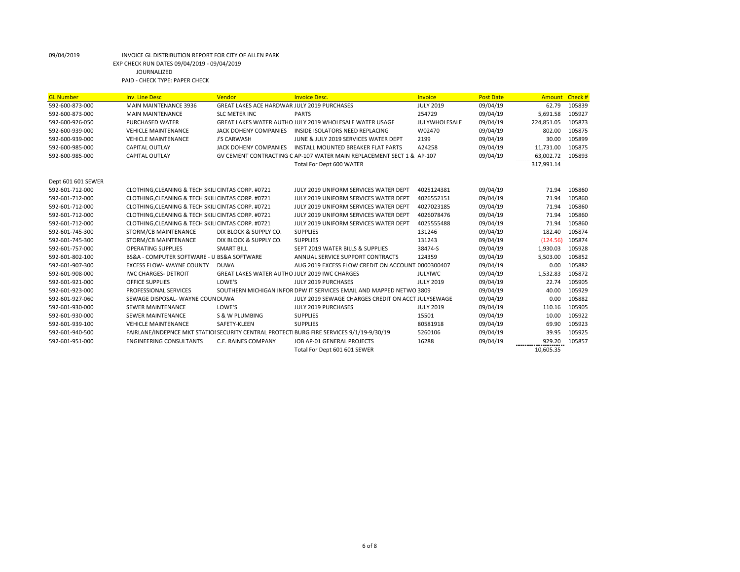09/04/2019 INVOICE GL DISTRIBUTION REPORT FOR CITY OF ALLEN PARK
EXP CHECK RUN DATES 09/04/2019 - 09/04/2019
JOURNALIZED
PAID - CHECK TYPE: PAPER CHECK

| GL Number | Inv. Line Desc | Vendor | Invoice Desc. | Invoice | Post Date | Amount | Check # |
|---|---|---|---|---|---|---|---|
| 592-600-873-000 | MAIN MAINTENANCE 3936 | GREAT LAKES ACE HARDWAR | JULY 2019 PURCHASES | JULY 2019 | 09/04/19 | 62.79 | 105839 |
| 592-600-873-000 | MAIN MAINTENANCE | SLC METER INC | PARTS | 254729 | 09/04/19 | 5,691.58 | 105927 |
| 592-600-926-050 | PURCHASED WATER | GREAT LAKES WATER AUTHO | JULY 2019 WHOLESALE WATER USAGE | JULYWHOLESALE | 09/04/19 | 224,851.05 | 105873 |
| 592-600-939-000 | VEHICLE MAINTENANCE | JACK DOHENY COMPANIES | INSIDE ISOLATORS NEED REPLACING | W02470 | 09/04/19 | 802.00 | 105875 |
| 592-600-939-000 | VEHICLE MAINTENANCE | J'S CARWASH | JUNE & JULY 2019 SERVICES WATER DEPT | 2199 | 09/04/19 | 30.00 | 105899 |
| 592-600-985-000 | CAPITAL OUTLAY | JACK DOHENY COMPANIES | INSTALL MOUNTED BREAKER FLAT PARTS | A24258 | 09/04/19 | 11,731.00 | 105875 |
| 592-600-985-000 | CAPITAL OUTLAY | GV CEMENT CONTRACTING C | AP-107 WATER MAIN REPLACEMENT SECT 1 & | AP-107 | 09/04/19 | 63,002.72 | 105893 |
| | | | Total For Dept 600 WATER | | | 317,991.14 | |
| Dept 601 601 SEWER | | | | | | | |
| 592-601-712-000 | CLOTHING,CLEANING & TECH SKILI | CINTAS CORP. #0721 | JULY 2019 UNIFORM SERVICES WATER DEPT | 4025124381 | 09/04/19 | 71.94 | 105860 |
| 592-601-712-000 | CLOTHING,CLEANING & TECH SKILI | CINTAS CORP. #0721 | JULY 2019 UNIFORM SERVICES WATER DEPT | 4026552151 | 09/04/19 | 71.94 | 105860 |
| 592-601-712-000 | CLOTHING,CLEANING & TECH SKILI | CINTAS CORP. #0721 | JULY 2019 UNIFORM SERVICES WATER DEPT | 4027023185 | 09/04/19 | 71.94 | 105860 |
| 592-601-712-000 | CLOTHING,CLEANING & TECH SKILI | CINTAS CORP. #0721 | JULY 2019 UNIFORM SERVICES WATER DEPT | 4026078476 | 09/04/19 | 71.94 | 105860 |
| 592-601-712-000 | CLOTHING,CLEANING & TECH SKILI | CINTAS CORP. #0721 | JULY 2019 UNIFORM SERVICES WATER DEPT | 4025555488 | 09/04/19 | 71.94 | 105860 |
| 592-601-745-300 | STORM/CB MAINTENANCE | DIX BLOCK & SUPPLY CO. | SUPPLIES | 131246 | 09/04/19 | 182.40 | 105874 |
| 592-601-745-300 | STORM/CB MAINTENANCE | DIX BLOCK & SUPPLY CO. | SUPPLIES | 131243 | 09/04/19 | (124.56) | 105874 |
| 592-601-757-000 | OPERATING SUPPLIES | SMART BILL | SEPT 2019 WATER BILLS & SUPPLIES | 38474-S | 09/04/19 | 1,930.03 | 105928 |
| 592-601-802-100 | BS&A - COMPUTER SOFTWARE - U | BS&A SOFTWARE | ANNUAL SERVICE SUPPORT CONTRACTS | 124359 | 09/04/19 | 5,503.00 | 105852 |
| 592-601-907-300 | EXCESS FLOW- WAYNE COUNTY | DUWA | AUG 2019 EXCESS FLOW CREDIT ON ACCOUNT | 0000300407 | 09/04/19 | 0.00 | 105882 |
| 592-601-908-000 | IWC CHARGES- DETROIT | GREAT LAKES WATER AUTHO | JULY 2019 IWC CHARGES | JULYIWC | 09/04/19 | 1,532.83 | 105872 |
| 592-601-921-000 | OFFICE SUPPLIES | LOWE'S | JULY 2019 PURCHASES | JULY 2019 | 09/04/19 | 22.74 | 105905 |
| 592-601-923-000 | PROFESSIONAL SERVICES | SOUTHERN MICHIGAN INFOR | DPW IT SERVICES EMAIL AND MAPPED NETWO | 3809 | 09/04/19 | 40.00 | 105929 |
| 592-601-927-060 | SEWAGE DISPOSAL- WAYNE COUN | DUWA | JULY 2019 SEWAGE CHARGES CREDIT ON ACCT | JULYSEWAGE | 09/04/19 | 0.00 | 105882 |
| 592-601-930-000 | SEWER MAINTENANCE | LOWE'S | JULY 2019 PURCHASES | JULY 2019 | 09/04/19 | 110.16 | 105905 |
| 592-601-930-000 | SEWER MAINTENANCE | S & W PLUMBING | SUPPLIES | 15501 | 09/04/19 | 10.00 | 105922 |
| 592-601-939-100 | VEHICLE MAINTENANCE | SAFETY-KLEEN | SUPPLIES | 80581918 | 09/04/19 | 69.90 | 105923 |
| 592-601-940-500 | FAIRLANE/INDEPNCE MKT STATIOI | SECURITY CENTRAL PROTECTI | BURG FIRE SERVICES 9/1/19-9/30/19 | 5260106 | 09/04/19 | 39.95 | 105925 |
| 592-601-951-000 | ENGINEERING CONSULTANTS | C.E. RAINES COMPANY | JOB AP-01 GENERAL PROJECTS | 16288 | 09/04/19 | 929.20 | 105857 |
| | | | Total For Dept 601 601 SEWER | | | 10,605.35 | |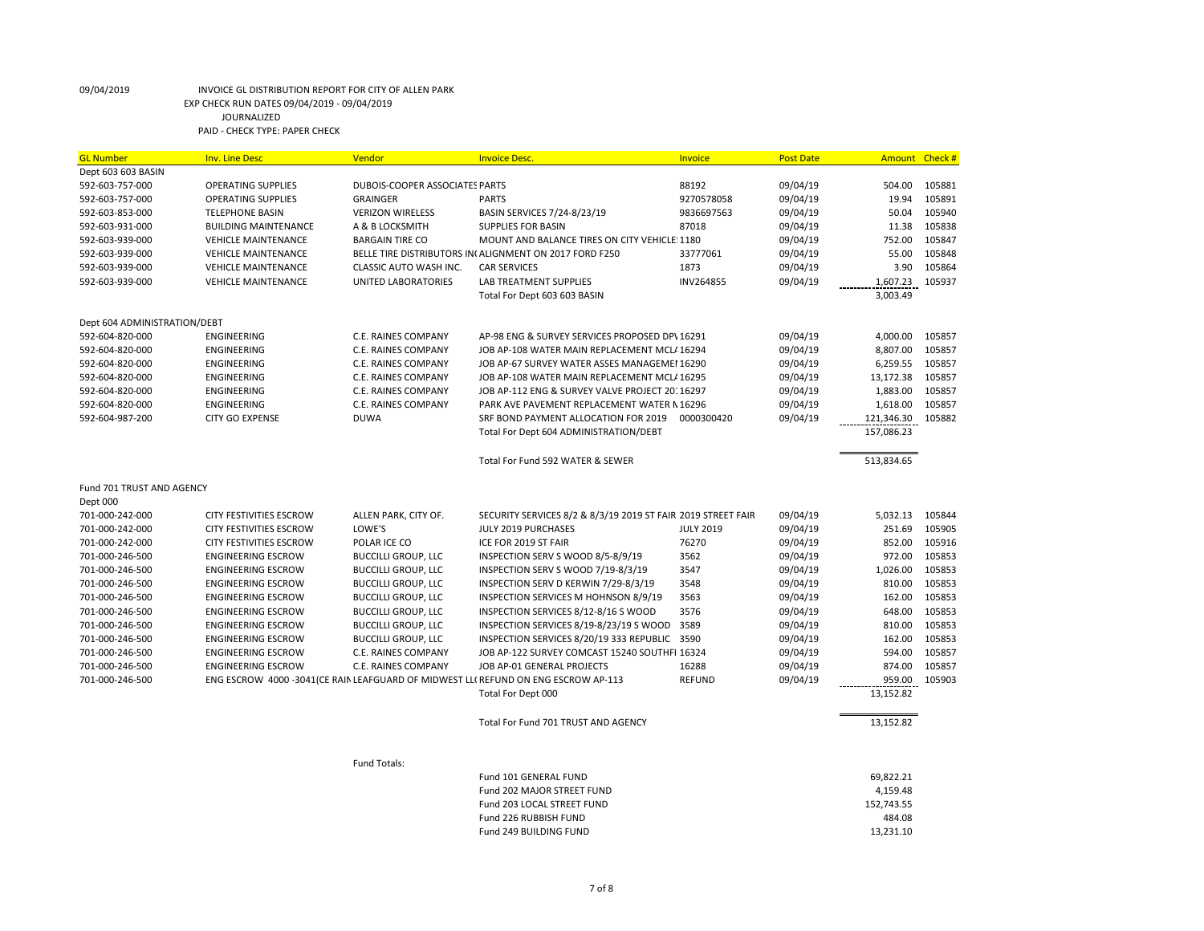09/04/2019 INVOICE GL DISTRIBUTION REPORT FOR CITY OF ALLEN PARK
EXP CHECK RUN DATES 09/04/2019 - 09/04/2019
JOURNALIZED
PAID - CHECK TYPE: PAPER CHECK

| GL Number | Inv. Line Desc | Vendor | Invoice Desc. | Invoice | Post Date | Amount | Check # |
|---|---|---|---|---|---|---|---|
| Dept 603 603 BASIN | | | | | | | |
| 592-603-757-000 | OPERATING SUPPLIES | DUBOIS-COOPER ASSOCIATES | PARTS | 88192 | 09/04/19 | 504.00 | 105881 |
| 592-603-757-000 | OPERATING SUPPLIES | GRAINGER | PARTS | 9270578058 | 09/04/19 | 19.94 | 105891 |
| 592-603-853-000 | TELEPHONE BASIN | VERIZON WIRELESS | BASIN SERVICES 7/24-8/23/19 | 9836697563 | 09/04/19 | 50.04 | 105940 |
| 592-603-931-000 | BUILDING MAINTENANCE | A & B LOCKSMITH | SUPPLIES FOR BASIN | 87018 | 09/04/19 | 11.38 | 105838 |
| 592-603-939-000 | VEHICLE MAINTENANCE | BARGAIN TIRE CO | MOUNT AND BALANCE TIRES ON CITY VEHICLE | 1180 | 09/04/19 | 752.00 | 105847 |
| 592-603-939-000 | VEHICLE MAINTENANCE | BELLE TIRE DISTRIBUTORS IN | ALIGNMENT ON 2017 FORD F250 | 33777061 | 09/04/19 | 55.00 | 105848 |
| 592-603-939-000 | VEHICLE MAINTENANCE | CLASSIC AUTO WASH INC. | CAR SERVICES | 1873 | 09/04/19 | 3.90 | 105864 |
| 592-603-939-000 | VEHICLE MAINTENANCE | UNITED LABORATORIES | LAB TREATMENT SUPPLIES | INV264855 | 09/04/19 | 1,607.23 | 105937 |
| | | | Total For Dept 603 603 BASIN | | | 3,003.49 | |
| Dept 604 ADMINISTRATION/DEBT | | | | | | | |
| 592-604-820-000 | ENGINEERING | C.E. RAINES COMPANY | AP-98 ENG & SURVEY SERVICES PROPOSED DP\ | 16291 | 09/04/19 | 4,000.00 | 105857 |
| 592-604-820-000 | ENGINEERING | C.E. RAINES COMPANY | JOB AP-108 WATER MAIN REPLACEMENT MCL/ | 16294 | 09/04/19 | 8,807.00 | 105857 |
| 592-604-820-000 | ENGINEERING | C.E. RAINES COMPANY | JOB AP-67 SURVEY WATER ASSES MANAGEME | 16290 | 09/04/19 | 6,259.55 | 105857 |
| 592-604-820-000 | ENGINEERING | C.E. RAINES COMPANY | JOB AP-108 WATER MAIN REPLACEMENT MCL/ | 16295 | 09/04/19 | 13,172.38 | 105857 |
| 592-604-820-000 | ENGINEERING | C.E. RAINES COMPANY | JOB AP-112 ENG & SURVEY VALVE PROJECT 20: | 16297 | 09/04/19 | 1,883.00 | 105857 |
| 592-604-820-000 | ENGINEERING | C.E. RAINES COMPANY | PARK AVE PAVEMENT REPLACEMENT WATER N | 16296 | 09/04/19 | 1,618.00 | 105857 |
| 592-604-987-200 | CITY GO EXPENSE | DUWA | SRF BOND PAYMENT ALLOCATION FOR 2019 | 0000300420 | 09/04/19 | 121,346.30 | 105882 |
| | | | Total For Dept 604 ADMINISTRATION/DEBT | | | 157,086.23 | |
| | | | Total For Fund 592 WATER & SEWER | | | 513,834.65 | |
| Fund 701 TRUST AND AGENCY | | | | | | | |
| Dept 000 | | | | | | | |
| 701-000-242-000 | CITY FESTIVITIES ESCROW | ALLEN PARK, CITY OF. | SECURITY SERVICES 8/2 & 8/3/19 2019 ST FAIR | 2019 STREET FAIR | 09/04/19 | 5,032.13 | 105844 |
| 701-000-242-000 | CITY FESTIVITIES ESCROW | LOWE'S | JULY 2019 PURCHASES | JULY 2019 | 09/04/19 | 251.69 | 105905 |
| 701-000-242-000 | CITY FESTIVITIES ESCROW | POLAR ICE CO | ICE FOR 2019 ST FAIR | 76270 | 09/04/19 | 852.00 | 105916 |
| 701-000-246-500 | ENGINEERING ESCROW | BUCCILLI GROUP, LLC | INSPECTION SERV S WOOD 8/5-8/9/19 | 3562 | 09/04/19 | 972.00 | 105853 |
| 701-000-246-500 | ENGINEERING ESCROW | BUCCILLI GROUP, LLC | INSPECTION SERV S WOOD 7/19-8/3/19 | 3547 | 09/04/19 | 1,026.00 | 105853 |
| 701-000-246-500 | ENGINEERING ESCROW | BUCCILLI GROUP, LLC | INSPECTION SERV D KERWIN 7/29-8/3/19 | 3548 | 09/04/19 | 810.00 | 105853 |
| 701-000-246-500 | ENGINEERING ESCROW | BUCCILLI GROUP, LLC | INSPECTION SERVICES M HOHNSON 8/9/19 | 3563 | 09/04/19 | 162.00 | 105853 |
| 701-000-246-500 | ENGINEERING ESCROW | BUCCILLI GROUP, LLC | INSPECTION SERVICES 8/12-8/16 S WOOD | 3576 | 09/04/19 | 648.00 | 105853 |
| 701-000-246-500 | ENGINEERING ESCROW | BUCCILLI GROUP, LLC | INSPECTION SERVICES 8/19-8/23/19 S WOOD | 3589 | 09/04/19 | 810.00 | 105853 |
| 701-000-246-500 | ENGINEERING ESCROW | BUCCILLI GROUP, LLC | INSPECTION SERVICES 8/20/19 333 REPUBLIC | 3590 | 09/04/19 | 162.00 | 105853 |
| 701-000-246-500 | ENGINEERING ESCROW | C.E. RAINES COMPANY | JOB AP-122 SURVEY COMCAST 15240 SOUTHFI | 16324 | 09/04/19 | 594.00 | 105857 |
| 701-000-246-500 | ENGINEERING ESCROW | C.E. RAINES COMPANY | JOB AP-01 GENERAL PROJECTS | 16288 | 09/04/19 | 874.00 | 105857 |
| 701-000-246-500 | ENG ESCROW 4000 -3041(CE RAIN | LEAFGUARD OF MIDWEST LL( | REFUND ON ENG ESCROW AP-113 | REFUND | 09/04/19 | 959.00 | 105903 |
| | | | Total For Dept 000 | | | 13,152.82 | |
| | | | Total For Fund 701 TRUST AND AGENCY | | | 13,152.82 | |

Fund Totals:

| Fund | Amount |
|---|---|
| Fund 101 GENERAL FUND | 69,822.21 |
| Fund 202 MAJOR STREET FUND | 4,159.48 |
| Fund 203 LOCAL STREET FUND | 152,743.55 |
| Fund 226 RUBBISH FUND | 484.08 |
| Fund 249 BUILDING FUND | 13,231.10 |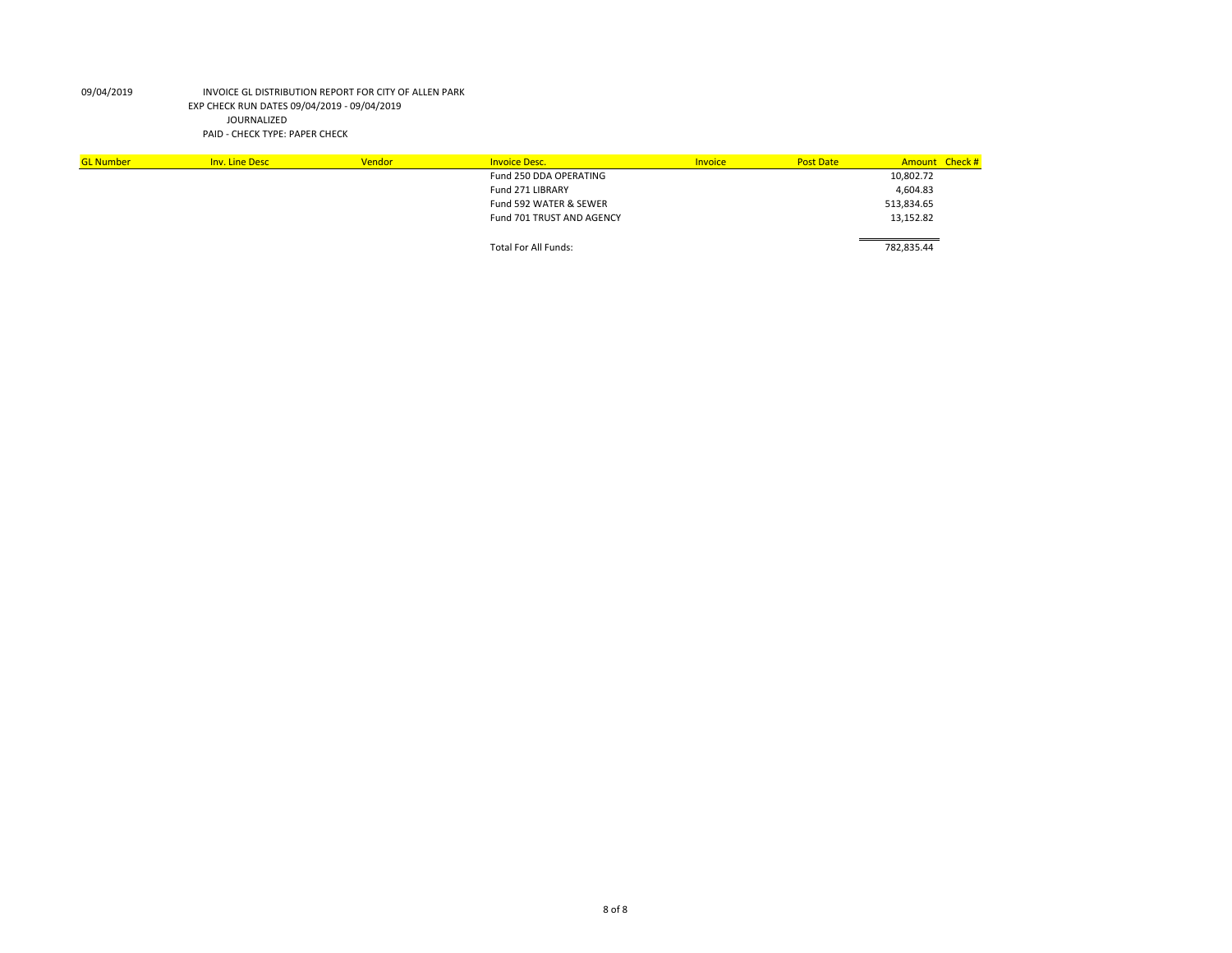09/04/2019 INVOICE GL DISTRIBUTION REPORT FOR CITY OF ALLEN PARK
EXP CHECK RUN DATES 09/04/2019 - 09/04/2019
JOURNALIZED
PAID - CHECK TYPE: PAPER CHECK

| GL Number | Inv. Line Desc | Vendor | Invoice Desc. | Invoice | Post Date | Amount | Check # |
|---|---|---|---|---|---|---|---|
| | | | Fund 250 DDA OPERATING | | | 10,802.72 | |
| | | | Fund 271 LIBRARY | | | 4,604.83 | |
| | | | Fund 592 WATER & SEWER | | | 513,834.65 | |
| | | | Fund 701 TRUST AND AGENCY | | | 13,152.82 | |
| | | | Total For All Funds: | | | 782,835.44 | |